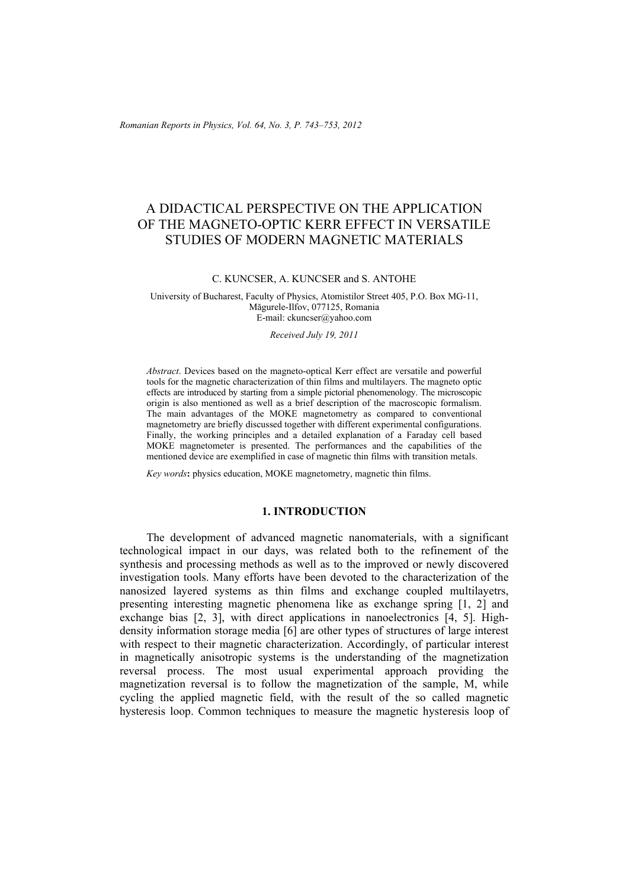# A DIDACTICAL PERSPECTIVE ON THE APPLICATION OF THE MAGNETO-OPTIC KERR EFFECT IN VERSATILE STUDIES OF MODERN MAGNETIC MATERIALS

C. KUNCSER, A. KUNCSER and S. ANTOHE

University of Bucharest, Faculty of Physics, Atomistilor Street 405, P.O. Box MG-11, Măgurele-Ilfov, 077125, Romania
E-mail: ckuncser@yahoo.com

*Received July 19, 2011*

*Abstract*. Devices based on the magneto-optical Kerr effect are versatile and powerful tools for the magnetic characterization of thin films and multilayers. The magneto optic effects are introduced by starting from a simple pictorial phenomenology. The microscopic origin is also mentioned as well as a brief description of the macroscopic formalism. The main advantages of the MOKE magnetometry as compared to conventional magnetometry are briefly discussed together with different experimental configurations. Finally, the working principles and a detailed explanation of a Faraday cell based MOKE magnetometer is presented. The performances and the capabilities of the mentioned device are exemplified in case of magnetic thin films with transition metals.

*Key words***:** physics education, MOKE magnetometry, magnetic thin films.

## 1. INTRODUCTION

The development of advanced magnetic nanomaterials, with a significant technological impact in our days, was related both to the refinement of the synthesis and processing methods as well as to the improved or newly discovered investigation tools. Many efforts have been devoted to the characterization of the nanosized layered systems as thin films and exchange coupled multilayetrs, presenting interesting magnetic phenomena like as exchange spring [1, 2] and exchange bias [2, 3], with direct applications in nanoelectronics [4, 5]. High-density information storage media [6] are other types of structures of large interest with respect to their magnetic characterization. Accordingly, of particular interest in magnetically anisotropic systems is the understanding of the magnetization reversal process. The most usual experimental approach providing the magnetization reversal is to follow the magnetization of the sample, M, while cycling the applied magnetic field, with the result of the so called magnetic hysteresis loop. Common techniques to measure the magnetic hysteresis loop of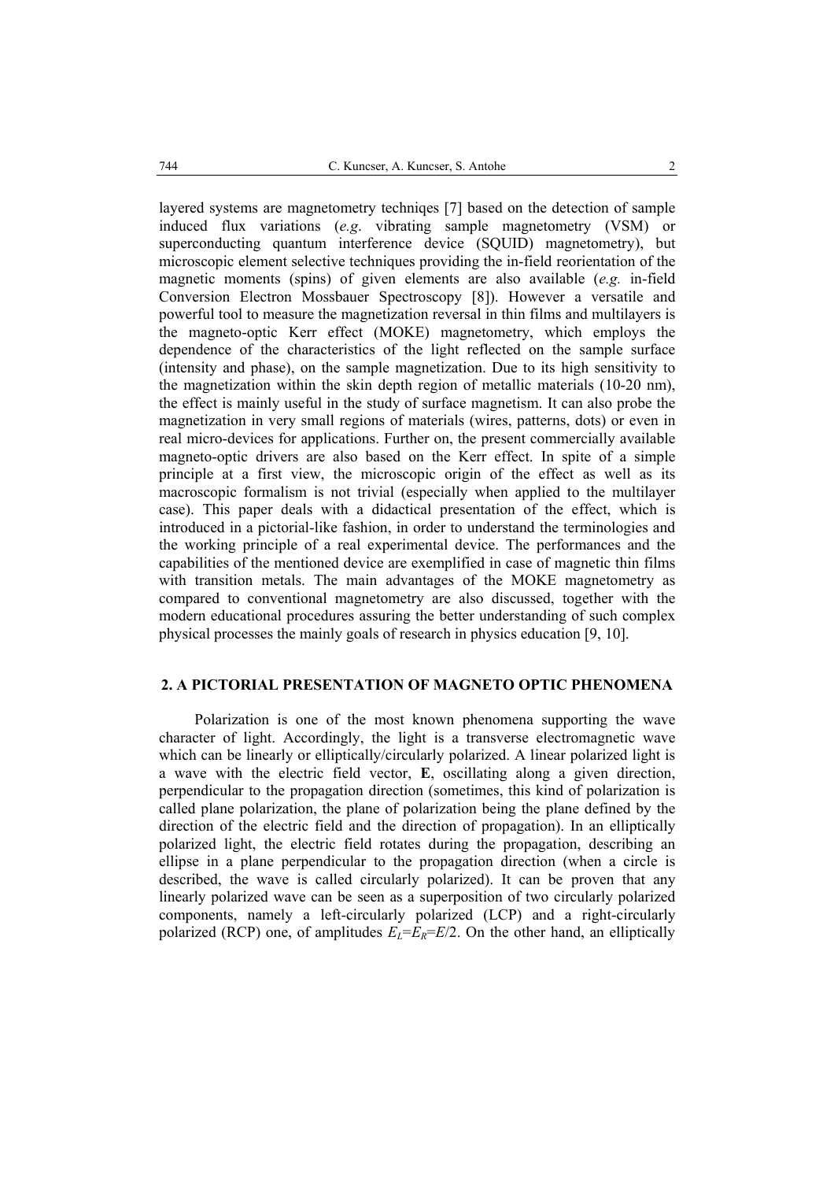layered systems are magnetometry techniqes [7] based on the detection of sample induced flux variations (*e.g*. vibrating sample magnetometry (VSM) or superconducting quantum interference device (SQUID) magnetometry), but microscopic element selective techniques providing the in-field reorientation of the magnetic moments (spins) of given elements are also available (*e.g.* in-field Conversion Electron Mossbauer Spectroscopy [8]). However a versatile and powerful tool to measure the magnetization reversal in thin films and multilayers is the magneto-optic Kerr effect (MOKE) magnetometry, which employs the dependence of the characteristics of the light reflected on the sample surface (intensity and phase), on the sample magnetization. Due to its high sensitivity to the magnetization within the skin depth region of metallic materials (10-20 nm), the effect is mainly useful in the study of surface magnetism. It can also probe the magnetization in very small regions of materials (wires, patterns, dots) or even in real micro-devices for applications. Further on, the present commercially available magneto-optic drivers are also based on the Kerr effect. In spite of a simple principle at a first view, the microscopic origin of the effect as well as its macroscopic formalism is not trivial (especially when applied to the multilayer case). This paper deals with a didactical presentation of the effect, which is introduced in a pictorial-like fashion, in order to understand the terminologies and the working principle of a real experimental device. The performances and the capabilities of the mentioned device are exemplified in case of magnetic thin films with transition metals. The main advantages of the MOKE magnetometry as compared to conventional magnetometry are also discussed, together with the modern educational procedures assuring the better understanding of such complex physical processes the mainly goals of research in physics education [9, 10].

## 2. A PICTORIAL PRESENTATION OF MAGNETO OPTIC PHENOMENA

Polarization is one of the most known phenomena supporting the wave character of light. Accordingly, the light is a transverse electromagnetic wave which can be linearly or elliptically/circularly polarized. A linear polarized light is a wave with the electric field vector, **E**, oscillating along a given direction, perpendicular to the propagation direction (sometimes, this kind of polarization is called plane polarization, the plane of polarization being the plane defined by the direction of the electric field and the direction of propagation). In an elliptically polarized light, the electric field rotates during the propagation, describing an ellipse in a plane perpendicular to the propagation direction (when a circle is described, the wave is called circularly polarized). It can be proven that any linearly polarized wave can be seen as a superposition of two circularly polarized components, namely a left-circularly polarized (LCP) and a right-circularly polarized (RCP) one, of amplitudes $E_L=E_R=E/2$. On the other hand, an elliptically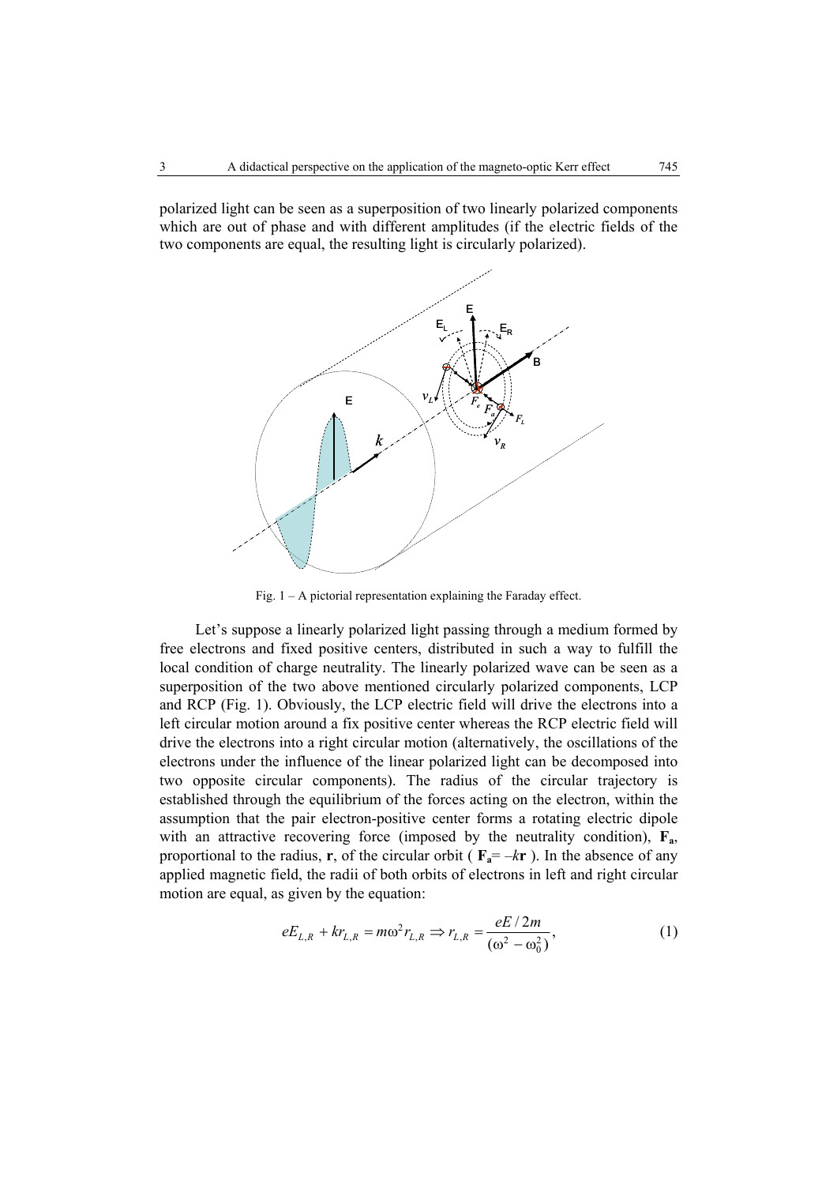polarized light can be seen as a superposition of two linearly polarized components which are out of phase and with different amplitudes (if the electric fields of the two components are equal, the resulting light is circularly polarized).

Fig. 1 – A pictorial representation explaining the Faraday effect.

Let's suppose a linearly polarized light passing through a medium formed by free electrons and fixed positive centers, distributed in such a way to fulfill the local condition of charge neutrality. The linearly polarized wave can be seen as a superposition of the two above mentioned circularly polarized components, LCP and RCP (Fig. 1). Obviously, the LCP electric field will drive the electrons into a left circular motion around a fix positive center whereas the RCP electric field will drive the electrons into a right circular motion (alternatively, the oscillations of the electrons under the influence of the linear polarized light can be decomposed into two opposite circular components). The radius of the circular trajectory is established through the equilibrium of the forces acting on the electron, within the assumption that the pair electron-positive center forms a rotating electric dipole with an attractive recovering force (imposed by the neutrality condition), $\mathbf{F_a}$, proportional to the radius, $\mathbf{r}$, of the circular orbit ( $\mathbf{F_a} = -k\mathbf{r}$ ). In the absence of any applied magnetic field, the radii of both orbits of electrons in left and right circular motion are equal, as given by the equation:

$$eE_{L,R} + kr_{L,R} = m\omega^2 r_{L,R} \Rightarrow r_{L,R} = \frac{eE/2m}{(\omega^2 - \omega_0^2)}, \tag{1}$$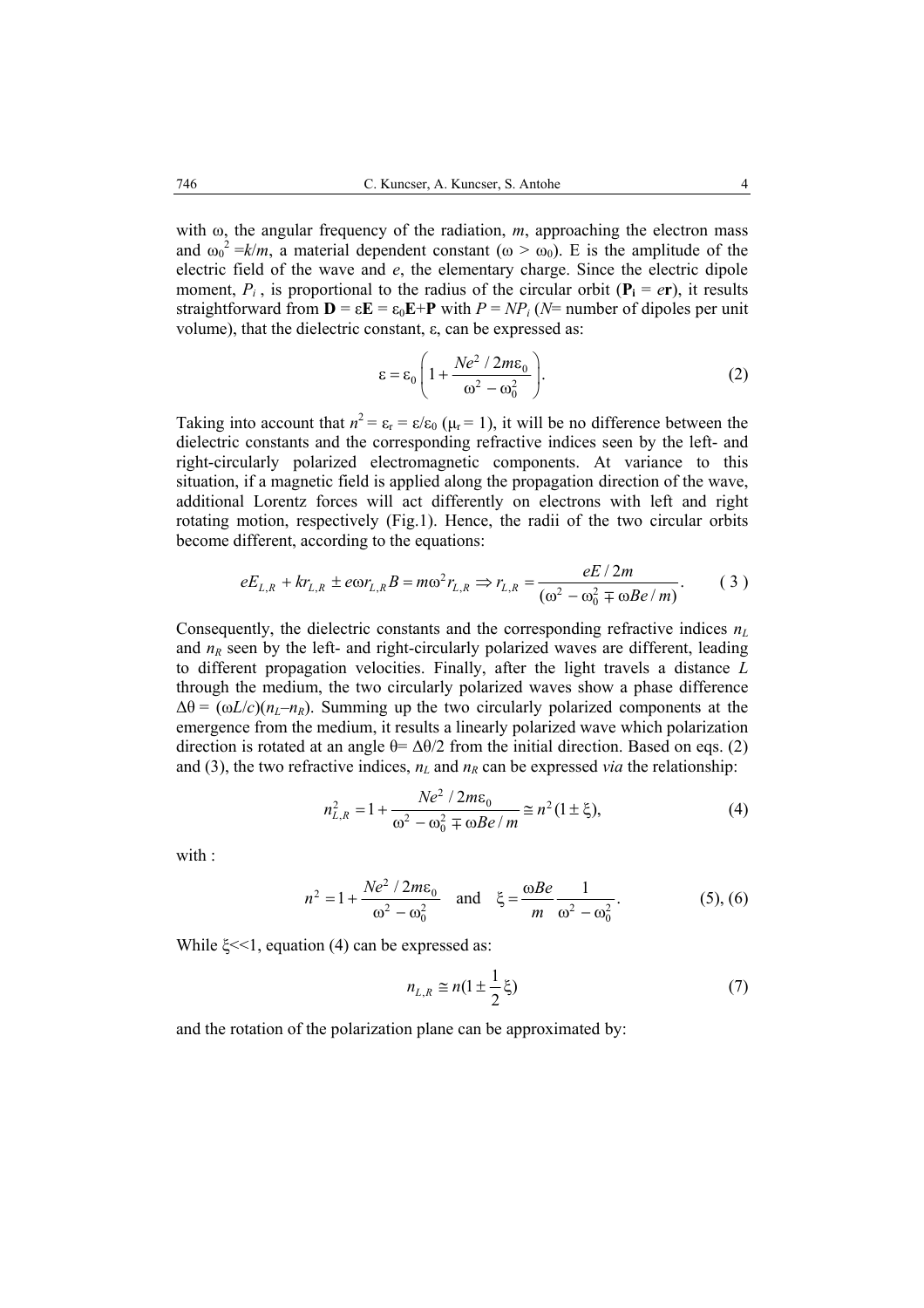with $\omega$, the angular frequency of the radiation, $m$, approaching the electron mass and $\omega_0^2 = k/m$, a material dependent constant ($\omega > \omega_0$). E is the amplitude of the electric field of the wave and $e$, the elementary charge. Since the electric dipole moment, $P_i$, is proportional to the radius of the circular orbit ($\mathbf{P_i} = e\mathbf{r}$), it results straightforward from $\mathbf{D} = \varepsilon\mathbf{E} = \varepsilon_0\mathbf{E}+\mathbf{P}$ with $P = NP_i$ ($N$= number of dipoles per unit volume), that the dielectric constant, $\varepsilon$, can be expressed as:

$$\varepsilon = \varepsilon_0\left(1 + \frac{Ne^2/2m\varepsilon_0}{\omega^2 - \omega_0^2}\right). \tag{2}$$

Taking into account that $n^2 = \varepsilon_r = \varepsilon/\varepsilon_0$ ($\mu_r = 1$), it will be no difference between the dielectric constants and the corresponding refractive indices seen by the left- and right-circularly polarized electromagnetic components. At variance to this situation, if a magnetic field is applied along the propagation direction of the wave, additional Lorentz forces will act differently on electrons with left and right rotating motion, respectively (Fig.1). Hence, the radii of the two circular orbits become different, according to the equations:

$$eE_{L,R} + kr_{L,R} \pm e\omega r_{L,R}B = m\omega^2 r_{L,R} \Rightarrow r_{L,R} = \frac{eE/2m}{(\omega^2 - \omega_0^2 \mp \omega Be/m)}. \tag{3}$$

Consequently, the dielectric constants and the corresponding refractive indices $n_L$ and $n_R$ seen by the left- and right-circularly polarized waves are different, leading to different propagation velocities. Finally, after the light travels a distance $L$ through the medium, the two circularly polarized waves show a phase difference $\Delta\theta = (\omega L/c)(n_L - n_R)$. Summing up the two circularly polarized components at the emergence from the medium, it results a linearly polarized wave which polarization direction is rotated at an angle $\theta = \Delta\theta/2$ from the initial direction. Based on eqs. (2) and (3), the two refractive indices, $n_L$ and $n_R$ can be expressed *via* the relationship:

$$n_{L,R}^2 = 1 + \frac{Ne^2/2m\varepsilon_0}{\omega^2 - \omega_0^2 \mp \omega Be/m} \cong n^2(1 \pm \xi), \tag{4}$$

with :

$$n^2 = 1 + \frac{Ne^2/2m\varepsilon_0}{\omega^2 - \omega_0^2} \quad \text{and} \quad \xi = \frac{\omega Be}{m}\frac{1}{\omega^2 - \omega_0^2}. \tag{5), (6}$$

While $\xi << 1$, equation (4) can be expressed as:

$$n_{L,R} \cong n(1 \pm \frac{1}{2}\xi) \tag{7}$$

and the rotation of the polarization plane can be approximated by: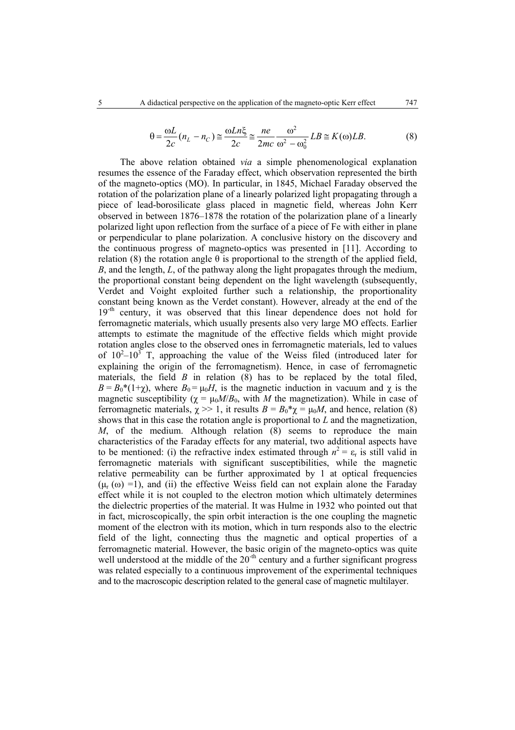$$\theta = \frac{\omega L}{2c}(n_L - n_C) \cong \frac{\omega L n \xi}{2c} \cong \frac{ne}{2mc}\frac{\omega^2}{\omega^2 - \omega_0^2} LB \cong K(\omega)LB. \quad (8)$$

The above relation obtained *via* a simple phenomenological explanation resumes the essence of the Faraday effect, which observation represented the birth of the magneto-optics (MO). In particular, in 1845, Michael Faraday observed the rotation of the polarization plane of a linearly polarized light propagating through a piece of lead-borosilicate glass placed in magnetic field, whereas John Kerr observed in between 1876–1878 the rotation of the polarization plane of a linearly polarized light upon reflection from the surface of a piece of Fe with either in plane or perpendicular to plane polarization. A conclusive history on the discovery and the continuous progress of magneto-optics was presented in [11]. According to relation (8) the rotation angle $\theta$ is proportional to the strength of the applied field, $B$, and the length, $L$, of the pathway along the light propagates through the medium, the proportional constant being dependent on the light wavelength (subsequently, Verdet and Voight exploited further such a relationship, the proportionality constant being known as the Verdet constant). However, already at the end of the $19^{\text{-th}}$ century, it was observed that this linear dependence does not hold for ferromagnetic materials, which usually presents also very large MO effects. Earlier attempts to estimate the magnitude of the effective fields which might provide rotation angles close to the observed ones in ferromagnetic materials, led to values of $10^2$–$10^3$ T, approaching the value of the Weiss filed (introduced later for explaining the origin of the ferromagnetism). Hence, in case of ferromagnetic materials, the field $B$ in relation (8) has to be replaced by the total filed, $B = B_0 * (1+\chi)$, where $B_0 = \mu_0 H$, is the magnetic induction in vacuum and $\chi$ is the magnetic susceptibility ($\chi = \mu_0 M / B_0$, with $M$ the magnetization). While in case of ferromagnetic materials, $\chi >> 1$, it results $B = B_0 * \chi = \mu_0 M$, and hence, relation (8) shows that in this case the rotation angle is proportional to $L$ and the magnetization, $M$, of the medium. Although relation (8) seems to reproduce the main characteristics of the Faraday effects for any material, two additional aspects have to be mentioned: (i) the refractive index estimated through $n^2 = \varepsilon_r$ is still valid in ferromagnetic materials with significant susceptibilities, while the magnetic relative permeability can be further approximated by 1 at optical frequencies ($\mu_r(\omega) = 1$), and (ii) the effective Weiss field can not explain alone the Faraday effect while it is not coupled to the electron motion which ultimately determines the dielectric properties of the material. It was Hulme in 1932 who pointed out that in fact, microscopically, the spin orbit interaction is the one coupling the magnetic moment of the electron with its motion, which in turn responds also to the electric field of the light, connecting thus the magnetic and optical properties of a ferromagnetic material. However, the basic origin of the magneto-optics was quite well understood at the middle of the $20^{\text{-th}}$ century and a further significant progress was related especially to a continuous improvement of the experimental techniques and to the macroscopic description related to the general case of magnetic multilayer.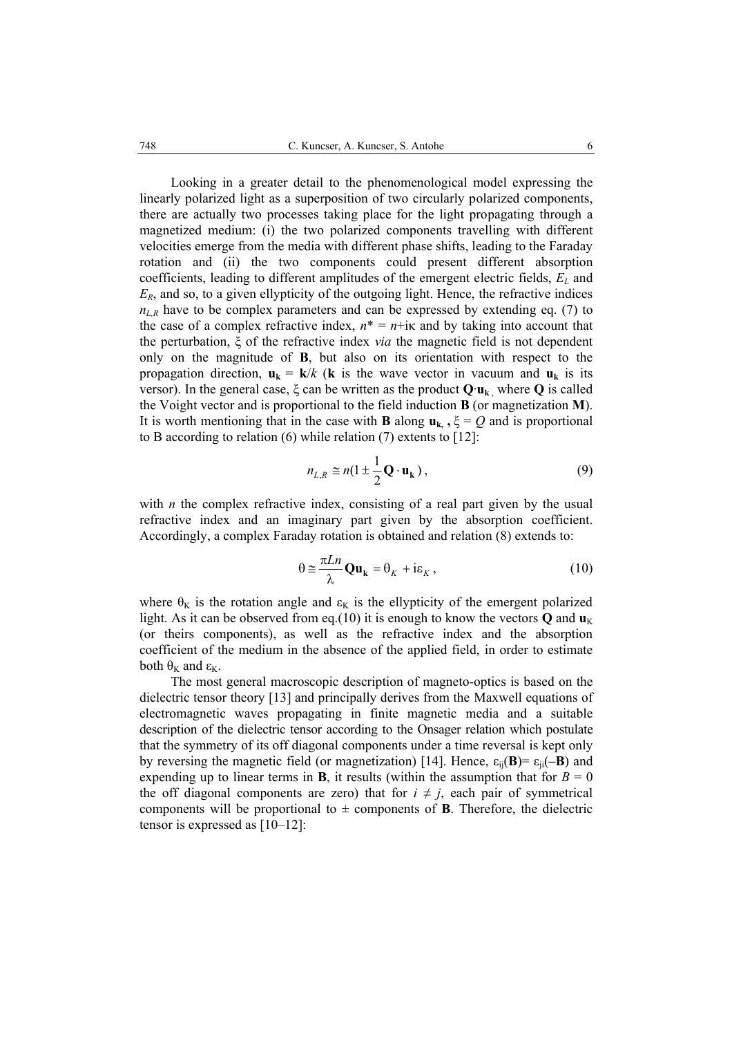Looking in a greater detail to the phenomenological model expressing the linearly polarized light as a superposition of two circularly polarized components, there are actually two processes taking place for the light propagating through a magnetized medium: (i) the two polarized components travelling with different velocities emerge from the media with different phase shifts, leading to the Faraday rotation and (ii) the two components could present different absorption coefficients, leading to different amplitudes of the emergent electric fields, $E_L$ and $E_R$, and so, to a given ellypticity of the outgoing light. Hence, the refractive indices $n_{L,R}$ have to be complex parameters and can be expressed by extending eq. (7) to the case of a complex refractive index, $n^* = n + i\kappa$ and by taking into account that the perturbation, $\xi$ of the refractive index *via* the magnetic field is not dependent only on the magnitude of **B**, but also on its orientation with respect to the propagation direction, $\mathbf{u_k} = \mathbf{k}/k$ (**k** is the wave vector in vacuum and $\mathbf{u_k}$ is its versor). In the general case, $\xi$ can be written as the product $\mathbf{Q}\cdot\mathbf{u_k}$, where **Q** is called the Voight vector and is proportional to the field induction **B** (or magnetization **M**). It is worth mentioning that in the case with **B** along $\mathbf{u_k}$, $\xi = Q$ and is proportional to B according to relation (6) while relation (7) extents to [12]:

$$n_{L,R} \cong n\left(1 \pm \frac{1}{2}\mathbf{Q}\cdot\mathbf{u_k}\right), \tag{9}$$

with $n$ the complex refractive index, consisting of a real part given by the usual refractive index and an imaginary part given by the absorption coefficient. Accordingly, a complex Faraday rotation is obtained and relation (8) extends to:

$$\theta \cong \frac{\pi L n}{\lambda}\mathbf{Q}\mathbf{u_k} = \theta_K + i\varepsilon_K, \tag{10}$$

where $\theta_K$ is the rotation angle and $\varepsilon_K$ is the ellypticity of the emergent polarized light. As it can be observed from eq.(10) it is enough to know the vectors **Q** and $\mathbf{u}_K$ (or theirs components), as well as the refractive index and the absorption coefficient of the medium in the absence of the applied field, in order to estimate both $\theta_K$ and $\varepsilon_K$.

The most general macroscopic description of magneto-optics is based on the dielectric tensor theory [13] and principally derives from the Maxwell equations of electromagnetic waves propagating in finite magnetic media and a suitable description of the dielectric tensor according to the Onsager relation which postulate that the symmetry of its off diagonal components under a time reversal is kept only by reversing the magnetic field (or magnetization) [14]. Hence, $\varepsilon_{ij}(\mathbf{B}) = \varepsilon_{ji}(-\mathbf{B})$ and expending up to linear terms in **B**, it results (within the assumption that for $B = 0$ the off diagonal components are zero) that for $i \neq j$, each pair of symmetrical components will be proportional to $\pm$ components of **B**. Therefore, the dielectric tensor is expressed as [10–12]: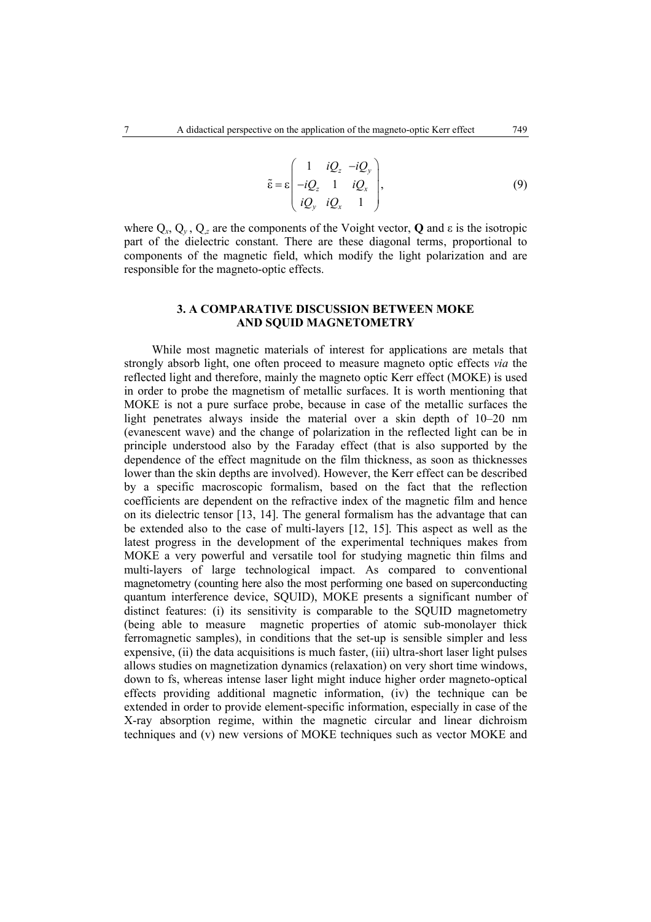$$
\tilde{\varepsilon} = \varepsilon \begin{pmatrix} 1 & iQ_z & -iQ_y \\ -iQ_z & 1 & iQ_x \\ iQ_y & iQ_x & 1 \end{pmatrix}, \tag{9}
$$

where $Q_x$, $Q_y$, $Q_z$ are the components of the Voight vector, **Q** and ε is the isotropic part of the dielectric constant. There are these diagonal terms, proportional to components of the magnetic field, which modify the light polarization and are responsible for the magneto-optic effects.

## 3. A COMPARATIVE DISCUSSION BETWEEN MOKE AND SQUID MAGNETOMETRY

While most magnetic materials of interest for applications are metals that strongly absorb light, one often proceed to measure magneto optic effects *via* the reflected light and therefore, mainly the magneto optic Kerr effect (MOKE) is used in order to probe the magnetism of metallic surfaces. It is worth mentioning that MOKE is not a pure surface probe, because in case of the metallic surfaces the light penetrates always inside the material over a skin depth of 10–20 nm (evanescent wave) and the change of polarization in the reflected light can be in principle understood also by the Faraday effect (that is also supported by the dependence of the effect magnitude on the film thickness, as soon as thicknesses lower than the skin depths are involved). However, the Kerr effect can be described by a specific macroscopic formalism, based on the fact that the reflection coefficients are dependent on the refractive index of the magnetic film and hence on its dielectric tensor [13, 14]. The general formalism has the advantage that can be extended also to the case of multi-layers [12, 15]. This aspect as well as the latest progress in the development of the experimental techniques makes from MOKE a very powerful and versatile tool for studying magnetic thin films and multi-layers of large technological impact. As compared to conventional magnetometry (counting here also the most performing one based on superconducting quantum interference device, SQUID), MOKE presents a significant number of distinct features: (i) its sensitivity is comparable to the SQUID magnetometry (being able to measure magnetic properties of atomic sub-monolayer thick ferromagnetic samples), in conditions that the set-up is sensible simpler and less expensive, (ii) the data acquisitions is much faster, (iii) ultra-short laser light pulses allows studies on magnetization dynamics (relaxation) on very short time windows, down to fs, whereas intense laser light might induce higher order magneto-optical effects providing additional magnetic information, (iv) the technique can be extended in order to provide element-specific information, especially in case of the X-ray absorption regime, within the magnetic circular and linear dichroism techniques and (v) new versions of MOKE techniques such as vector MOKE and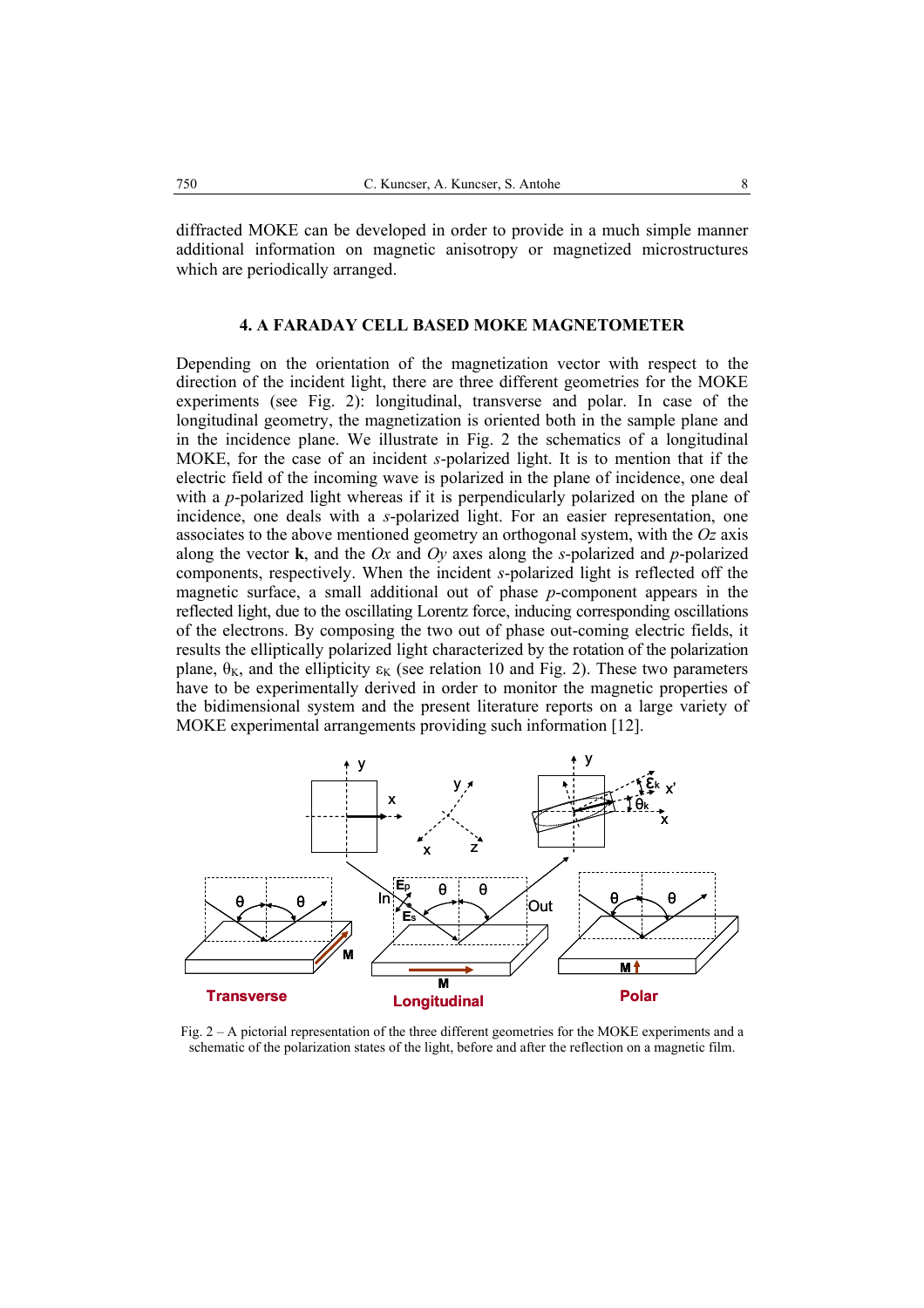diffracted MOKE can be developed in order to provide in a much simple manner additional information on magnetic anisotropy or magnetized microstructures which are periodically arranged.

## 4. A FARADAY CELL BASED MOKE MAGNETOMETER

Depending on the orientation of the magnetization vector with respect to the direction of the incident light, there are three different geometries for the MOKE experiments (see Fig. 2): longitudinal, transverse and polar. In case of the longitudinal geometry, the magnetization is oriented both in the sample plane and in the incidence plane. We illustrate in Fig. 2 the schematics of a longitudinal MOKE, for the case of an incident *s*-polarized light. It is to mention that if the electric field of the incoming wave is polarized in the plane of incidence, one deal with a *p*-polarized light whereas if it is perpendicularly polarized on the plane of incidence, one deals with a *s*-polarized light. For an easier representation, one associates to the above mentioned geometry an orthogonal system, with the *Oz* axis along the vector **k**, and the *Ox* and *Oy* axes along the *s*-polarized and *p*-polarized components, respectively. When the incident *s*-polarized light is reflected off the magnetic surface, a small additional out of phase *p*-component appears in the reflected light, due to the oscillating Lorentz force, inducing corresponding oscillations of the electrons. By composing the two out of phase out-coming electric fields, it results the elliptically polarized light characterized by the rotation of the polarization plane, $\theta_K$, and the ellipticity $\varepsilon_K$ (see relation 10 and Fig. 2). These two parameters have to be experimentally derived in order to monitor the magnetic properties of the bidimensional system and the present literature reports on a large variety of MOKE experimental arrangements providing such information [12].

Fig. 2 – A pictorial representation of the three different geometries for the MOKE experiments and a schematic of the polarization states of the light, before and after the reflection on a magnetic film.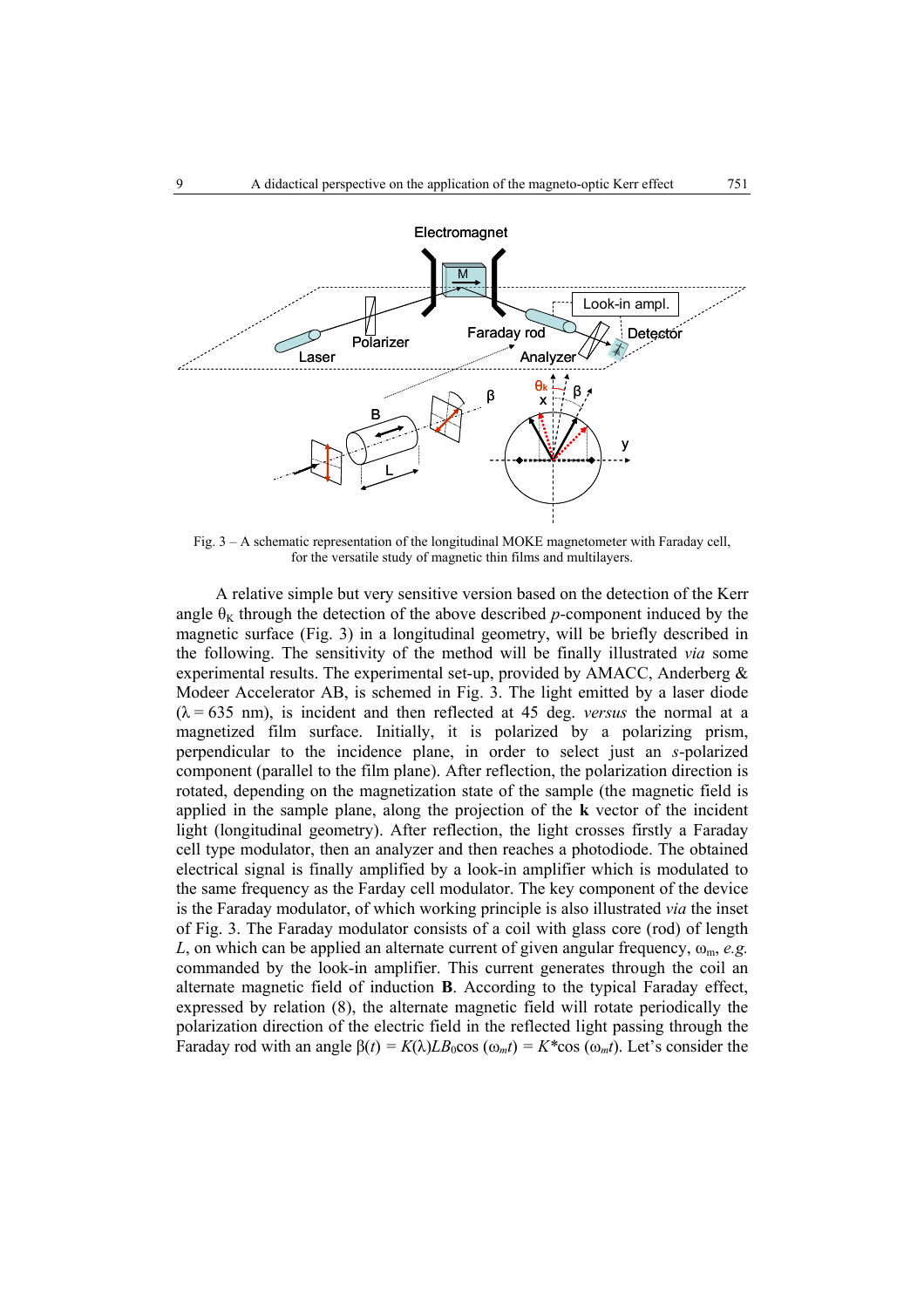Fig. 3 – A schematic representation of the longitudinal MOKE magnetometer with Faraday cell, for the versatile study of magnetic thin films and multilayers.

A relative simple but very sensitive version based on the detection of the Kerr angle $\theta_K$ through the detection of the above described *p*-component induced by the magnetic surface (Fig. 3) in a longitudinal geometry, will be briefly described in the following. The sensitivity of the method will be finally illustrated *via* some experimental results. The experimental set-up, provided by AMACC, Anderberg & Modeer Accelerator AB, is schemed in Fig. 3. The light emitted by a laser diode ($\lambda = 635$ nm), is incident and then reflected at 45 deg. *versus* the normal at a magnetized film surface. Initially, it is polarized by a polarizing prism, perpendicular to the incidence plane, in order to select just an *s*-polarized component (parallel to the film plane). After reflection, the polarization direction is rotated, depending on the magnetization state of the sample (the magnetic field is applied in the sample plane, along the projection of the **k** vector of the incident light (longitudinal geometry). After reflection, the light crosses firstly a Faraday cell type modulator, then an analyzer and then reaches a photodiode. The obtained electrical signal is finally amplified by a look-in amplifier which is modulated to the same frequency as the Farday cell modulator. The key component of the device is the Faraday modulator, of which working principle is also illustrated *via* the inset of Fig. 3. The Faraday modulator consists of a coil with glass core (rod) of length $L$, on which can be applied an alternate current of given angular frequency, $\omega_m$, *e.g.* commanded by the look-in amplifier. This current generates through the coil an alternate magnetic field of induction **B**. According to the typical Faraday effect, expressed by relation (8), the alternate magnetic field will rotate periodically the polarization direction of the electric field in the reflected light passing through the Faraday rod with an angle $\beta(t) = K(\lambda)LB_0\cos(\omega_m t) = K^*\cos(\omega_m t)$. Let's consider the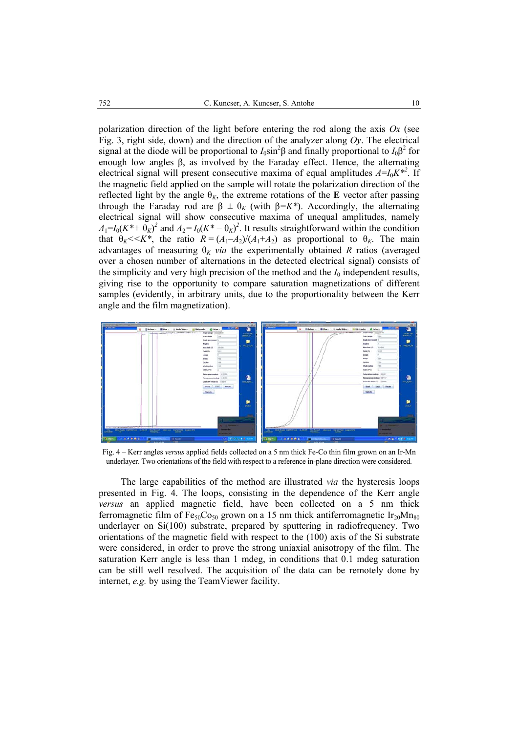polarization direction of the light before entering the rod along the axis *Ox* (see Fig. 3, right side, down) and the direction of the analyzer along *Oy*. The electrical signal at the diode will be proportional to $I_0\sin^2\beta$ and finally proportional to $I_0\beta^2$ for enough low angles β, as involved by the Faraday effect. Hence, the alternating electrical signal will present consecutive maxima of equal amplitudes $A=I_0K^{*2}$. If the magnetic field applied on the sample will rotate the polarization direction of the reflected light by the angle $\theta_K$, the extreme rotations of the **E** vector after passing through the Faraday rod are $\beta \pm \theta_K$ (with $\beta=K^*$). Accordingly, the alternating electrical signal will show consecutive maxima of unequal amplitudes, namely $A_1=I_0(K^*+\theta_K)^2$ and $A_2=I_0(K^*-\theta_K)^2$. It results straightforward within the condition that $\theta_K<<K^*$, the ratio $R=(A_1-A_2)/(A_1+A_2)$ as proportional to $\theta_K$. The main advantages of measuring $\theta_K$ *via* the experimentally obtained *R* ratios (averaged over a chosen number of alternations in the detected electrical signal) consists of the simplicity and very high precision of the method and the $I_0$ independent results, giving rise to the opportunity to compare saturation magnetizations of different samples (evidently, in arbitrary units, due to the proportionality between the Kerr angle and the film magnetization).

Fig. 4 – Kerr angles *versus* applied fields collected on a 5 nm thick Fe-Co thin film grown on an Ir-Mn underlayer. Two orientations of the field with respect to a reference in-plane direction were considered.

The large capabilities of the method are illustrated *via* the hysteresis loops presented in Fig. 4. The loops, consisting in the dependence of the Kerr angle *versus* an applied magnetic field, have been collected on a 5 nm thick ferromagnetic film of $Fe_{50}Co_{50}$ grown on a 15 nm thick antiferromagnetic $Ir_{20}Mn_{80}$ underlayer on Si(100) substrate, prepared by sputtering in radiofrequency. Two orientations of the magnetic field with respect to the (100) axis of the Si substrate were considered, in order to prove the strong uniaxial anisotropy of the film. The saturation Kerr angle is less than 1 mdeg, in conditions that 0.1 mdeg saturation can be still well resolved. The acquisition of the data can be remotely done by internet, *e.g.* by using the TeamViewer facility.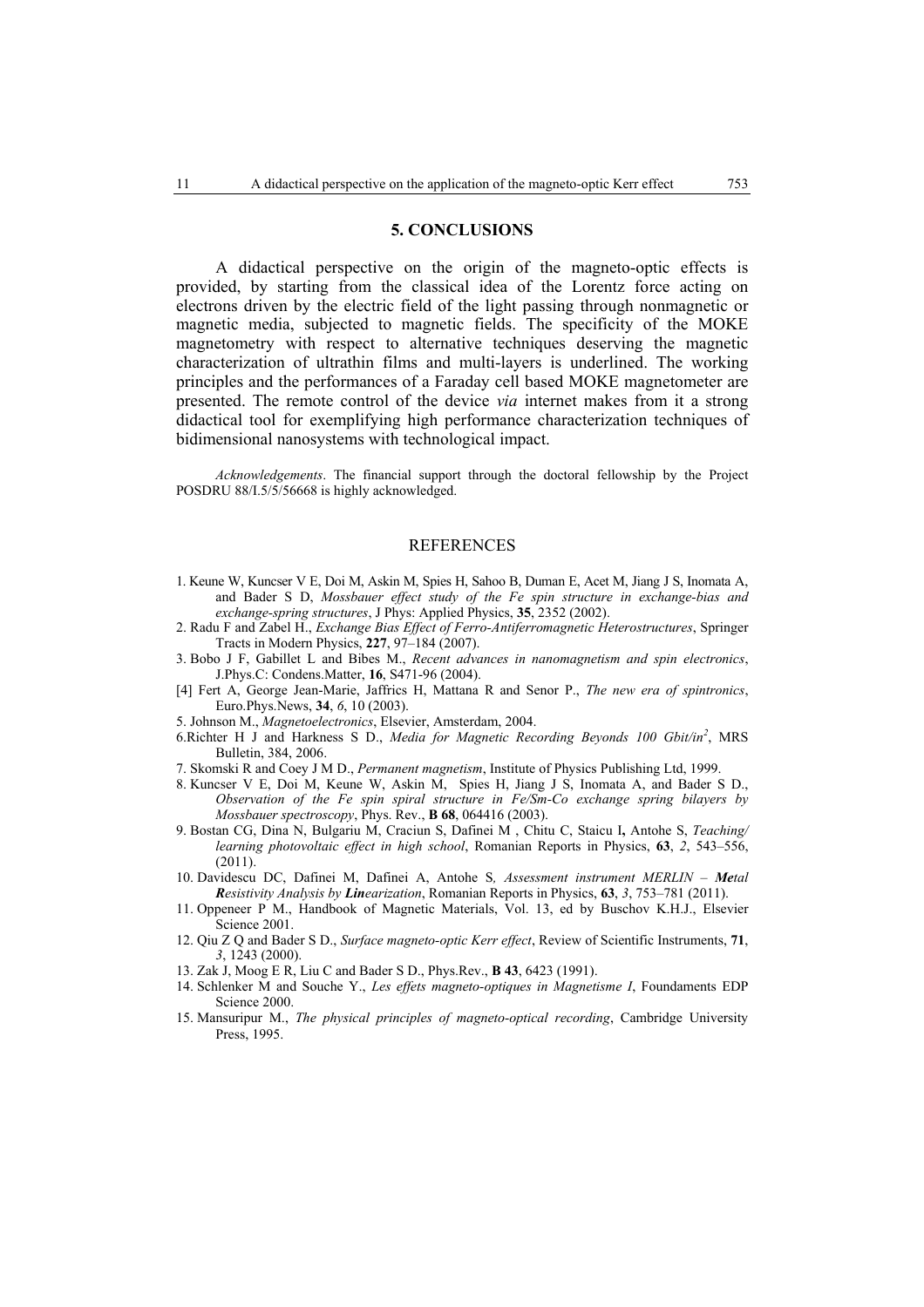## 5. CONCLUSIONS

A didactical perspective on the origin of the magneto-optic effects is provided, by starting from the classical idea of the Lorentz force acting on electrons driven by the electric field of the light passing through nonmagnetic or magnetic media, subjected to magnetic fields. The specificity of the MOKE magnetometry with respect to alternative techniques deserving the magnetic characterization of ultrathin films and multi-layers is underlined. The working principles and the performances of a Faraday cell based MOKE magnetometer are presented. The remote control of the device *via* internet makes from it a strong didactical tool for exemplifying high performance characterization techniques of bidimensional nanosystems with technological impact.

*Acknowledgements*. The financial support through the doctoral fellowship by the Project POSDRU 88/I.5/5/56668 is highly acknowledged.

## REFERENCES

1. Keune W, Kuncser V E, Doi M, Askin M, Spies H, Sahoo B, Duman E, Acet M, Jiang J S, Inomata A, and Bader S D, *Mossbauer effect study of the Fe spin structure in exchange-bias and exchange-spring structures*, J Phys: Applied Physics, **35**, 2352 (2002).
2. Radu F and Zabel H., *Exchange Bias Effect of Ferro-Antiferromagnetic Heterostructures*, Springer Tracts in Modern Physics, **227**, 97–184 (2007).
3. Bobo J F, Gabillet L and Bibes M., *Recent advances in nanomagnetism and spin electronics*, J.Phys.C: Condens.Matter, **16**, S471-96 (2004).

[4] Fert A, George Jean-Marie, Jaffrics H, Mattana R and Senor P., *The new era of spintronics*, Euro.Phys.News, **34**, *6*, 10 (2003).

5. Johnson M., *Magnetoelectronics*, Elsevier, Amsterdam, 2004.
6. Richter H J and Harkness S D., *Media for Magnetic Recording Beyonds 100 Gbit/in$^2$*, MRS Bulletin, 384, 2006.
7. Skomski R and Coey J M D., *Permanent magnetism*, Institute of Physics Publishing Ltd, 1999.
8. Kuncser V E, Doi M, Keune W, Askin M, Spies H, Jiang J S, Inomata A, and Bader S D., *Observation of the Fe spin spiral structure in Fe/Sm-Co exchange spring bilayers by Mossbauer spectroscopy*, Phys. Rev., **B 68**, 064416 (2003).
9. Bostan CG, Dina N, Bulgariu M, Craciun S, Dafinei M , Chitu C, Staicu I**,** Antohe S, *Teaching/ learning photovoltaic effect in high school*, Romanian Reports in Physics, **63**, *2*, 543–556, (2011).
10. Davidescu DC, Dafinei M, Dafinei A, Antohe S*, Assessment instrument MERLIN – **Me**tal **R**esistivity Analysis by **Lin**earization*, Romanian Reports in Physics, **63**, *3*, 753–781 (2011).
11. Oppeneer P M., Handbook of Magnetic Materials, Vol. 13, ed by Buschov K.H.J., Elsevier Science 2001.
12. Qiu Z Q and Bader S D., *Surface magneto-optic Kerr effect*, Review of Scientific Instruments, **71**, *3*, 1243 (2000).
13. Zak J, Moog E R, Liu C and Bader S D., Phys.Rev., **B 43**, 6423 (1991).
14. Schlenker M and Souche Y., *Les effets magneto-optiques in Magnetisme I*, Foundaments EDP Science 2000.
15. Mansuripur M., *The physical principles of magneto-optical recording*, Cambridge University Press, 1995.